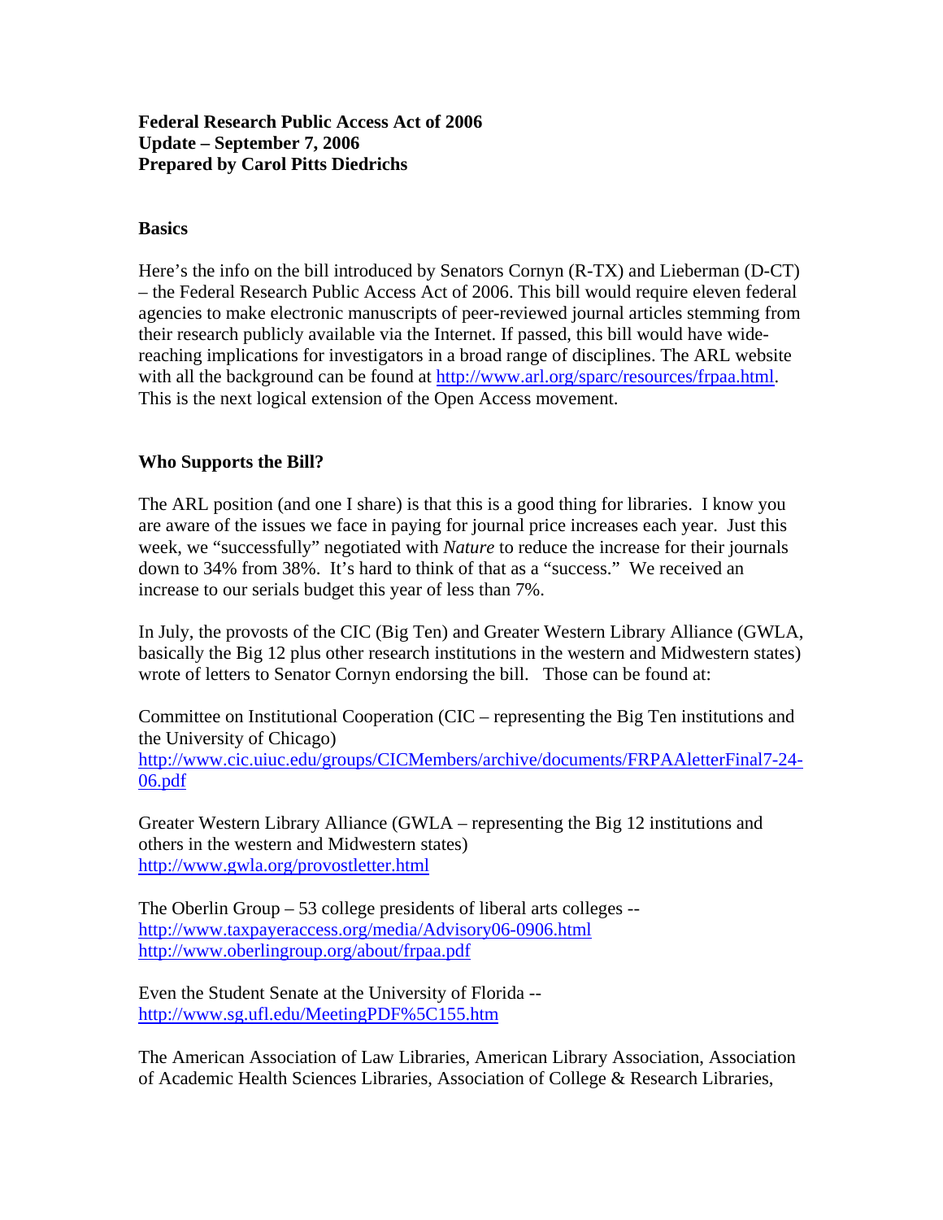**Federal Research Public Access Act of 2006**
**Update – September 7, 2006**
**Prepared by Carol Pitts Diedrichs**

## Basics

Here's the info on the bill introduced by Senators Cornyn (R-TX) and Lieberman (D-CT) – the Federal Research Public Access Act of 2006. This bill would require eleven federal agencies to make electronic manuscripts of peer-reviewed journal articles stemming from their research publicly available via the Internet. If passed, this bill would have wide-reaching implications for investigators in a broad range of disciplines. The ARL website with all the background can be found at http://www.arl.org/sparc/resources/frpaa.html. This is the next logical extension of the Open Access movement.

## Who Supports the Bill?

The ARL position (and one I share) is that this is a good thing for libraries. I know you are aware of the issues we face in paying for journal price increases each year. Just this week, we "successfully" negotiated with *Nature* to reduce the increase for their journals down to 34% from 38%. It's hard to think of that as a "success." We received an increase to our serials budget this year of less than 7%.

In July, the provosts of the CIC (Big Ten) and Greater Western Library Alliance (GWLA, basically the Big 12 plus other research institutions in the western and Midwestern states) wrote of letters to Senator Cornyn endorsing the bill. Those can be found at:

Committee on Institutional Cooperation (CIC – representing the Big Ten institutions and the University of Chicago)
http://www.cic.uiuc.edu/groups/CICMembers/archive/documents/FRPAAletterFinal7-24-06.pdf

Greater Western Library Alliance (GWLA – representing the Big 12 institutions and others in the western and Midwestern states)
http://www.gwla.org/provostletter.html

The Oberlin Group – 53 college presidents of liberal arts colleges --
http://www.taxpayeraccess.org/media/Advisory06-0906.html
http://www.oberlingroup.org/about/frpaa.pdf

Even the Student Senate at the University of Florida --
http://www.sg.ufl.edu/MeetingPDF%5C155.htm

The American Association of Law Libraries, American Library Association, Association of Academic Health Sciences Libraries, Association of College & Research Libraries,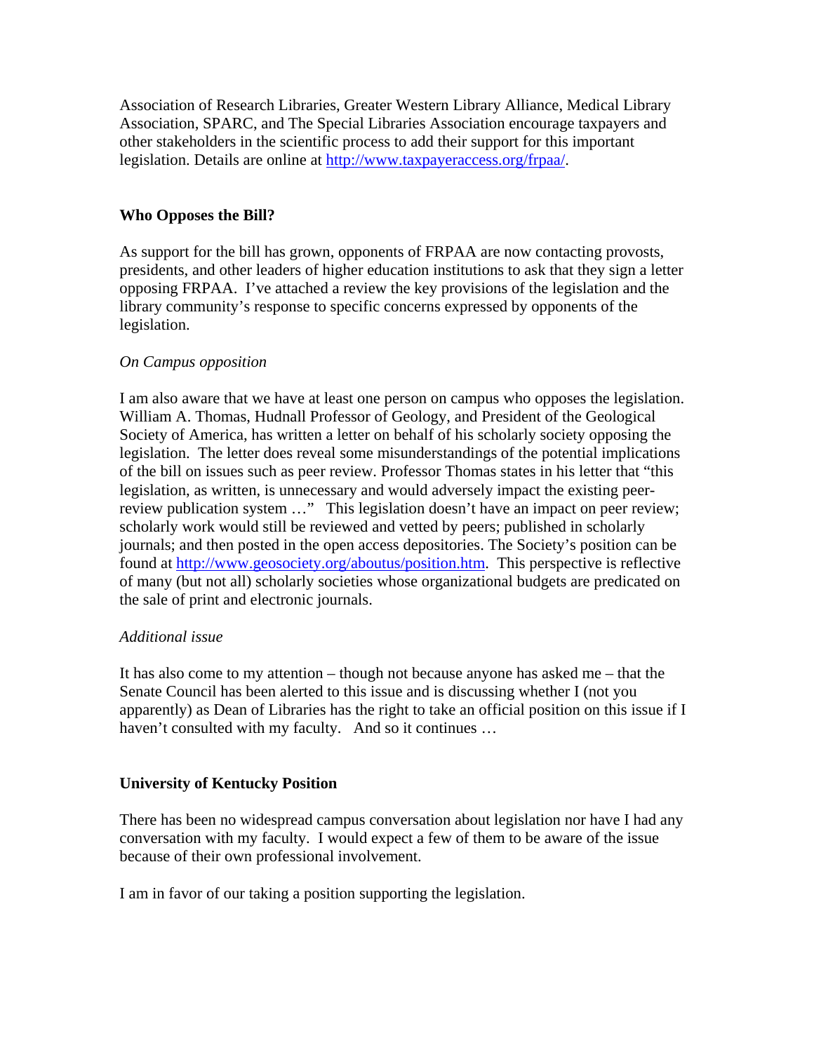Association of Research Libraries, Greater Western Library Alliance, Medical Library Association, SPARC, and The Special Libraries Association encourage taxpayers and other stakeholders in the scientific process to add their support for this important legislation. Details are online at http://www.taxpayeraccess.org/frpaa/.

**Who Opposes the Bill?**

As support for the bill has grown, opponents of FRPAA are now contacting provosts, presidents, and other leaders of higher education institutions to ask that they sign a letter opposing FRPAA. I've attached a review the key provisions of the legislation and the library community's response to specific concerns expressed by opponents of the legislation.

*On Campus opposition*

I am also aware that we have at least one person on campus who opposes the legislation. William A. Thomas, Hudnall Professor of Geology, and President of the Geological Society of America, has written a letter on behalf of his scholarly society opposing the legislation. The letter does reveal some misunderstandings of the potential implications of the bill on issues such as peer review. Professor Thomas states in his letter that "this legislation, as written, is unnecessary and would adversely impact the existing peer-review publication system …" This legislation doesn't have an impact on peer review; scholarly work would still be reviewed and vetted by peers; published in scholarly journals; and then posted in the open access depositories. The Society's position can be found at http://www.geosociety.org/aboutus/position.htm. This perspective is reflective of many (but not all) scholarly societies whose organizational budgets are predicated on the sale of print and electronic journals.

*Additional issue*

It has also come to my attention – though not because anyone has asked me – that the Senate Council has been alerted to this issue and is discussing whether I (not you apparently) as Dean of Libraries has the right to take an official position on this issue if I haven't consulted with my faculty. And so it continues …

**University of Kentucky Position**

There has been no widespread campus conversation about legislation nor have I had any conversation with my faculty. I would expect a few of them to be aware of the issue because of their own professional involvement.

I am in favor of our taking a position supporting the legislation.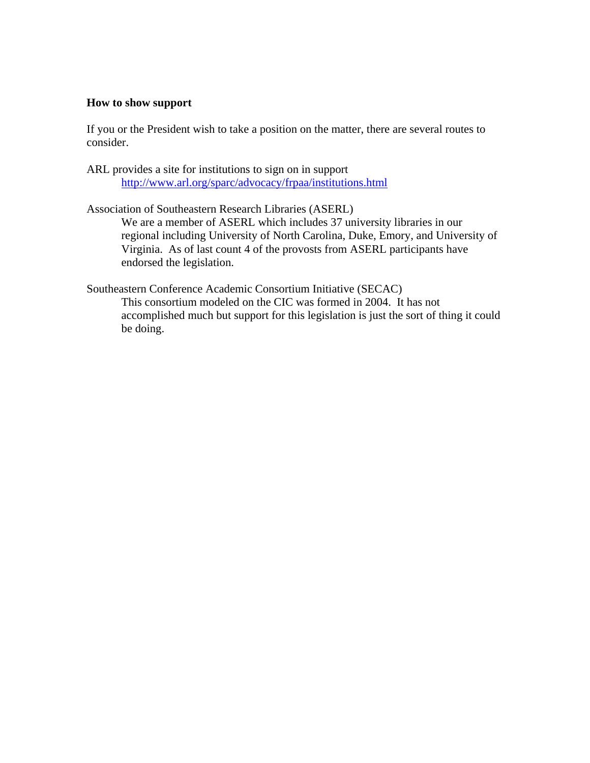**How to show support**

If you or the President wish to take a position on the matter, there are several routes to consider.

ARL provides a site for institutions to sign on in support

http://www.arl.org/sparc/advocacy/frpaa/institutions.html

Association of Southeastern Research Libraries (ASERL)

We are a member of ASERL which includes 37 university libraries in our regional including University of North Carolina, Duke, Emory, and University of Virginia. As of last count 4 of the provosts from ASERL participants have endorsed the legislation.

Southeastern Conference Academic Consortium Initiative (SECAC)

This consortium modeled on the CIC was formed in 2004. It has not accomplished much but support for this legislation is just the sort of thing it could be doing.